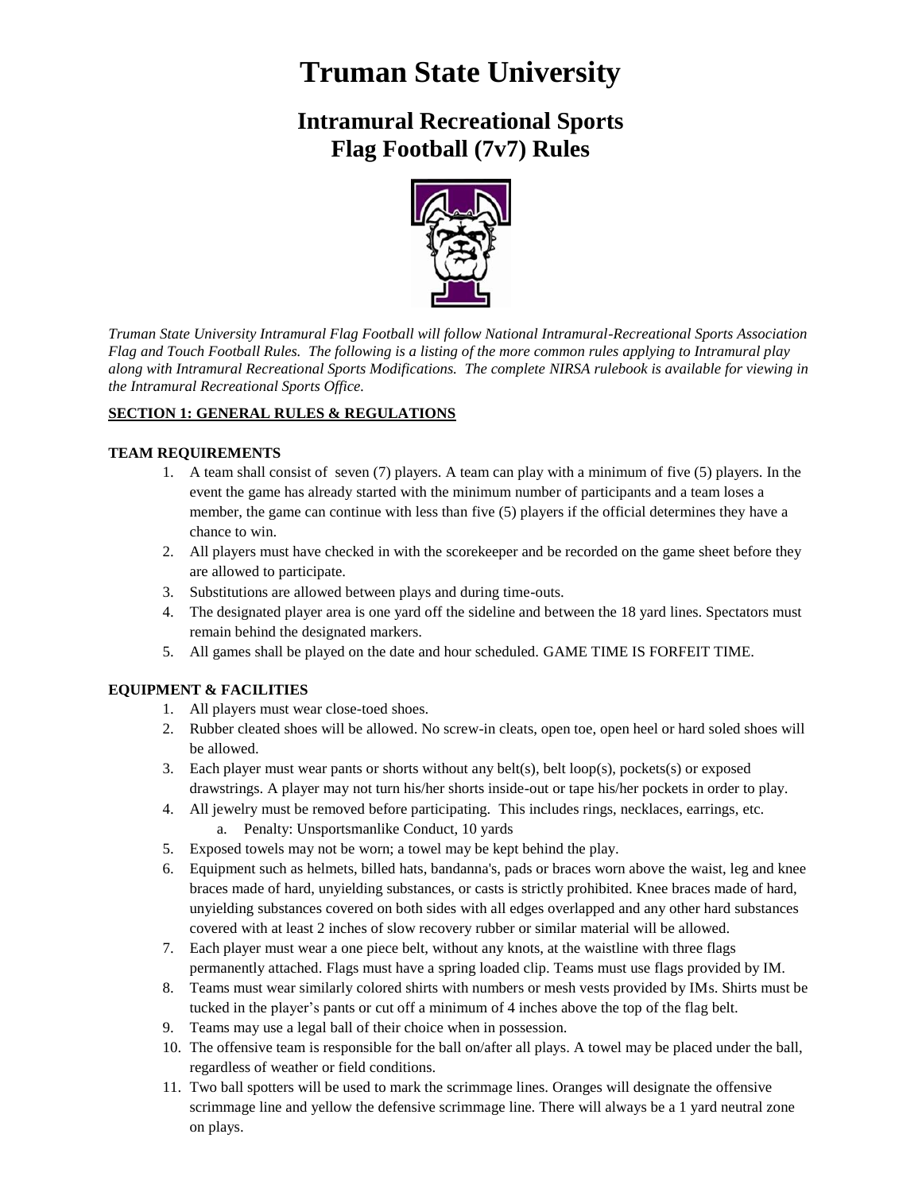# Truman State University

## Intramural Recreational Sports
## Flag Football (7v7) Rules

*Truman State University Intramural Flag Football will follow National Intramural-Recreational Sports Association Flag and Touch Football Rules. The following is a listing of the more common rules applying to Intramural play along with Intramural Recreational Sports Modifications. The complete NIRSA rulebook is available for viewing in the Intramural Recreational Sports Office.*

**SECTION 1: GENERAL RULES & REGULATIONS**

**TEAM REQUIREMENTS**

1. A team shall consist of seven (7) players. A team can play with a minimum of five (5) players. In the event the game has already started with the minimum number of participants and a team loses a member, the game can continue with less than five (5) players if the official determines they have a chance to win.
2. All players must have checked in with the scorekeeper and be recorded on the game sheet before they are allowed to participate.
3. Substitutions are allowed between plays and during time-outs.
4. The designated player area is one yard off the sideline and between the 18 yard lines. Spectators must remain behind the designated markers.
5. All games shall be played on the date and hour scheduled. GAME TIME IS FORFEIT TIME.

**EQUIPMENT & FACILITIES**

1. All players must wear close-toed shoes.
2. Rubber cleated shoes will be allowed. No screw-in cleats, open toe, open heel or hard soled shoes will be allowed.
3. Each player must wear pants or shorts without any belt(s), belt loop(s), pockets(s) or exposed drawstrings. A player may not turn his/her shorts inside-out or tape his/her pockets in order to play.
4. All jewelry must be removed before participating. This includes rings, necklaces, earrings, etc.
   a. Penalty: Unsportsmanlike Conduct, 10 yards
5. Exposed towels may not be worn; a towel may be kept behind the play.
6. Equipment such as helmets, billed hats, bandanna's, pads or braces worn above the waist, leg and knee braces made of hard, unyielding substances, or casts is strictly prohibited. Knee braces made of hard, unyielding substances covered on both sides with all edges overlapped and any other hard substances covered with at least 2 inches of slow recovery rubber or similar material will be allowed.
7. Each player must wear a one piece belt, without any knots, at the waistline with three flags permanently attached. Flags must have a spring loaded clip. Teams must use flags provided by IM.
8. Teams must wear similarly colored shirts with numbers or mesh vests provided by IMs. Shirts must be tucked in the player's pants or cut off a minimum of 4 inches above the top of the flag belt.
9. Teams may use a legal ball of their choice when in possession.
10. The offensive team is responsible for the ball on/after all plays. A towel may be placed under the ball, regardless of weather or field conditions.
11. Two ball spotters will be used to mark the scrimmage lines. Oranges will designate the offensive scrimmage line and yellow the defensive scrimmage line. There will always be a 1 yard neutral zone on plays.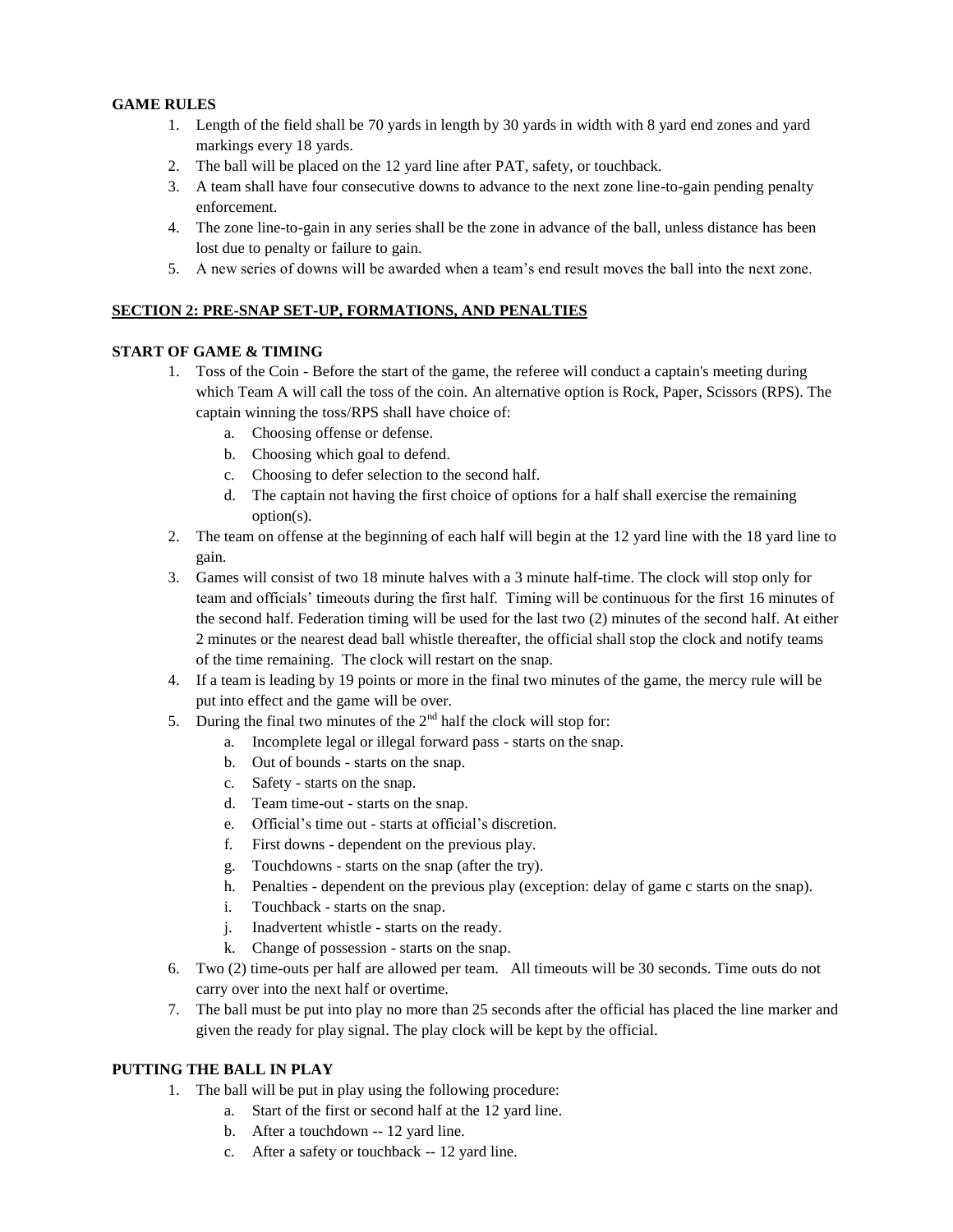**GAME RULES**

1. Length of the field shall be 70 yards in length by 30 yards in width with 8 yard end zones and yard markings every 18 yards.
2. The ball will be placed on the 12 yard line after PAT, safety, or touchback.
3. A team shall have four consecutive downs to advance to the next zone line-to-gain pending penalty enforcement.
4. The zone line-to-gain in any series shall be the zone in advance of the ball, unless distance has been lost due to penalty or failure to gain.
5. A new series of downs will be awarded when a team's end result moves the ball into the next zone.

## SECTION 2: PRE-SNAP SET-UP, FORMATIONS, AND PENALTIES

**START OF GAME & TIMING**

1. Toss of the Coin - Before the start of the game, the referee will conduct a captain's meeting during which Team A will call the toss of the coin. An alternative option is Rock, Paper, Scissors (RPS). The captain winning the toss/RPS shall have choice of:
   a. Choosing offense or defense.
   b. Choosing which goal to defend.
   c. Choosing to defer selection to the second half.
   d. The captain not having the first choice of options for a half shall exercise the remaining option(s).
2. The team on offense at the beginning of each half will begin at the 12 yard line with the 18 yard line to gain.
3. Games will consist of two 18 minute halves with a 3 minute half-time. The clock will stop only for team and officials' timeouts during the first half. Timing will be continuous for the first 16 minutes of the second half. Federation timing will be used for the last two (2) minutes of the second half. At either 2 minutes or the nearest dead ball whistle thereafter, the official shall stop the clock and notify teams of the time remaining. The clock will restart on the snap.
4. If a team is leading by 19 points or more in the final two minutes of the game, the mercy rule will be put into effect and the game will be over.
5. During the final two minutes of the 2nd half the clock will stop for:
   a. Incomplete legal or illegal forward pass - starts on the snap.
   b. Out of bounds - starts on the snap.
   c. Safety - starts on the snap.
   d. Team time-out - starts on the snap.
   e. Official's time out - starts at official's discretion.
   f. First downs - dependent on the previous play.
   g. Touchdowns - starts on the snap (after the try).
   h. Penalties - dependent on the previous play (exception: delay of game c starts on the snap).
   i. Touchback - starts on the snap.
   j. Inadvertent whistle - starts on the ready.
   k. Change of possession - starts on the snap.
6. Two (2) time-outs per half are allowed per team. All timeouts will be 30 seconds. Time outs do not carry over into the next half or overtime.
7. The ball must be put into play no more than 25 seconds after the official has placed the line marker and given the ready for play signal. The play clock will be kept by the official.

**PUTTING THE BALL IN PLAY**

1. The ball will be put in play using the following procedure:
   a. Start of the first or second half at the 12 yard line.
   b. After a touchdown -- 12 yard line.
   c. After a safety or touchback -- 12 yard line.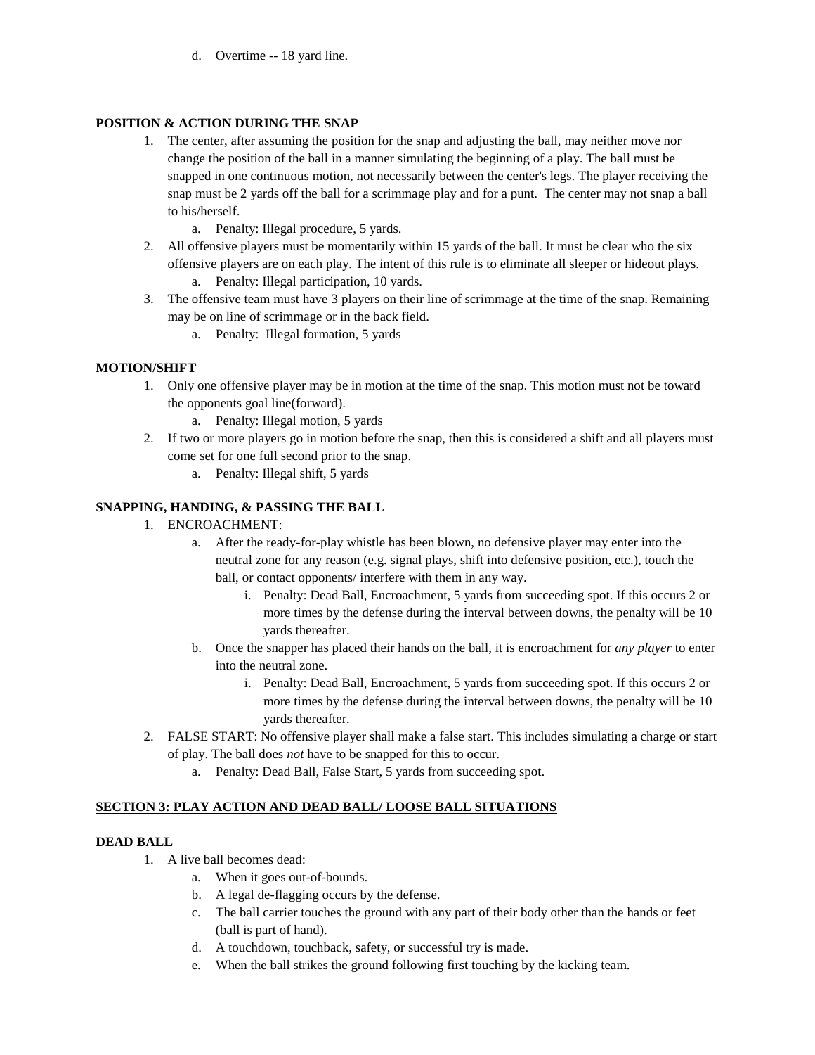d. Overtime -- 18 yard line.

**POSITION & ACTION DURING THE SNAP**

1. The center, after assuming the position for the snap and adjusting the ball, may neither move nor change the position of the ball in a manner simulating the beginning of a play. The ball must be snapped in one continuous motion, not necessarily between the center's legs. The player receiving the snap must be 2 yards off the ball for a scrimmage play and for a punt. The center may not snap a ball to his/herself.
    a. Penalty: Illegal procedure, 5 yards.
2. All offensive players must be momentarily within 15 yards of the ball. It must be clear who the six offensive players are on each play. The intent of this rule is to eliminate all sleeper or hideout plays.
    a. Penalty: Illegal participation, 10 yards.
3. The offensive team must have 3 players on their line of scrimmage at the time of the snap. Remaining may be on line of scrimmage or in the back field.
    a. Penalty: Illegal formation, 5 yards

**MOTION/SHIFT**

1. Only one offensive player may be in motion at the time of the snap. This motion must not be toward the opponents goal line(forward).
    a. Penalty: Illegal motion, 5 yards
2. If two or more players go in motion before the snap, then this is considered a shift and all players must come set for one full second prior to the snap.
    a. Penalty: Illegal shift, 5 yards

**SNAPPING, HANDING, & PASSING THE BALL**

1. ENCROACHMENT:
    a. After the ready-for-play whistle has been blown, no defensive player may enter into the neutral zone for any reason (e.g. signal plays, shift into defensive position, etc.), touch the ball, or contact opponents/ interfere with them in any way.
        i. Penalty: Dead Ball, Encroachment, 5 yards from succeeding spot. If this occurs 2 or more times by the defense during the interval between downs, the penalty will be 10 yards thereafter.
    b. Once the snapper has placed their hands on the ball, it is encroachment for *any player* to enter into the neutral zone.
        i. Penalty: Dead Ball, Encroachment, 5 yards from succeeding spot. If this occurs 2 or more times by the defense during the interval between downs, the penalty will be 10 yards thereafter.
2. FALSE START: No offensive player shall make a false start. This includes simulating a charge or start of play. The ball does *not* have to be snapped for this to occur.
    a. Penalty: Dead Ball, False Start, 5 yards from succeeding spot.

## SECTION 3: PLAY ACTION AND DEAD BALL/ LOOSE BALL SITUATIONS

**DEAD BALL**

1. A live ball becomes dead:
    a. When it goes out-of-bounds.
    b. A legal de-flagging occurs by the defense.
    c. The ball carrier touches the ground with any part of their body other than the hands or feet (ball is part of hand).
    d. A touchdown, touchback, safety, or successful try is made.
    e. When the ball strikes the ground following first touching by the kicking team.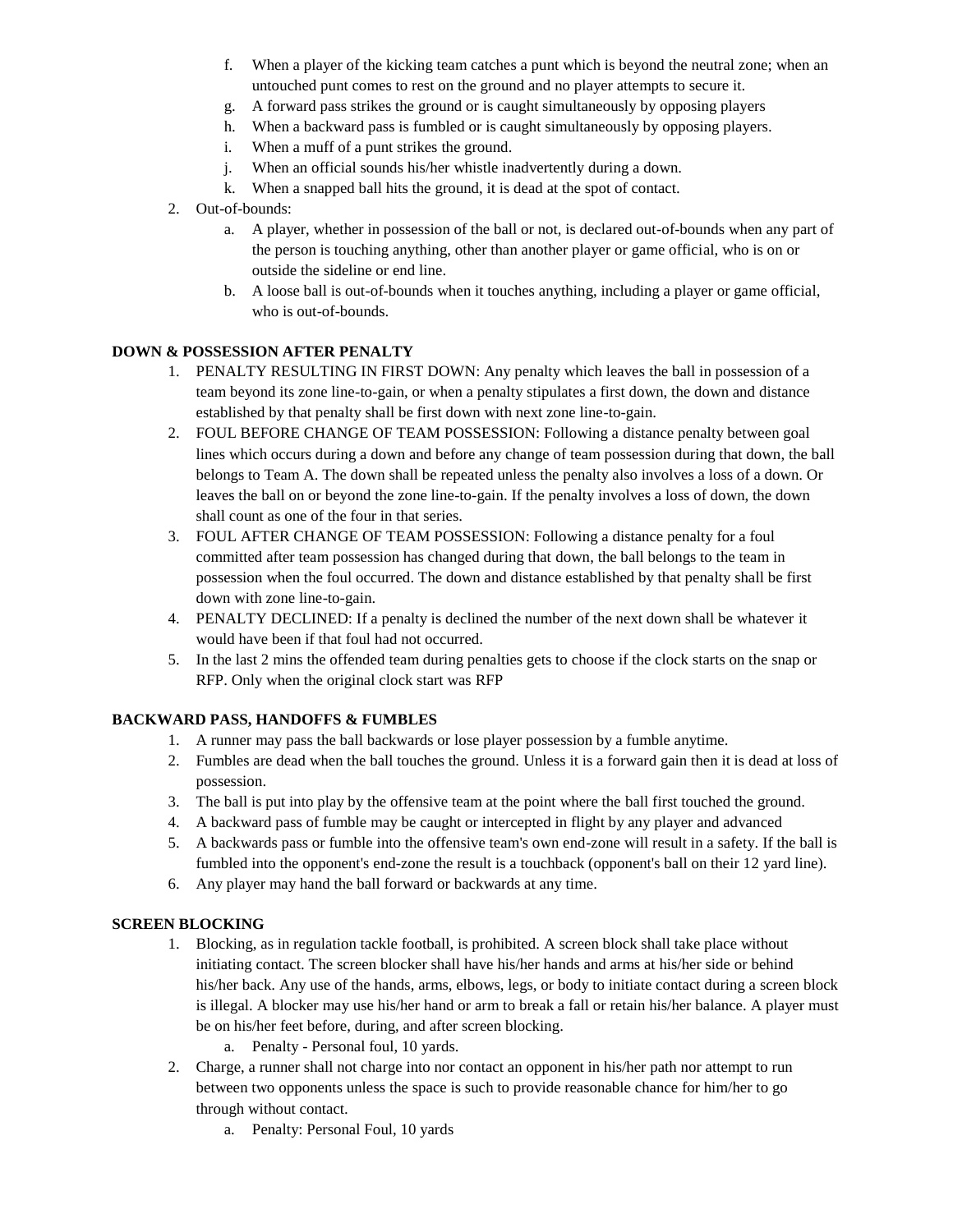f. When a player of the kicking team catches a punt which is beyond the neutral zone; when an untouched punt comes to rest on the ground and no player attempts to secure it.
   g. A forward pass strikes the ground or is caught simultaneously by opposing players
   h. When a backward pass is fumbled or is caught simultaneously by opposing players.
   i. When a muff of a punt strikes the ground.
   j. When an official sounds his/her whistle inadvertently during a down.
   k. When a snapped ball hits the ground, it is dead at the spot of contact.
2. Out-of-bounds:
   a. A player, whether in possession of the ball or not, is declared out-of-bounds when any part of the person is touching anything, other than another player or game official, who is on or outside the sideline or end line.
   b. A loose ball is out-of-bounds when it touches anything, including a player or game official, who is out-of-bounds.

**DOWN & POSSESSION AFTER PENALTY**

1. PENALTY RESULTING IN FIRST DOWN: Any penalty which leaves the ball in possession of a team beyond its zone line-to-gain, or when a penalty stipulates a first down, the down and distance established by that penalty shall be first down with next zone line-to-gain.
2. FOUL BEFORE CHANGE OF TEAM POSSESSION: Following a distance penalty between goal lines which occurs during a down and before any change of team possession during that down, the ball belongs to Team A. The down shall be repeated unless the penalty also involves a loss of a down. Or leaves the ball on or beyond the zone line-to-gain. If the penalty involves a loss of down, the down shall count as one of the four in that series.
3. FOUL AFTER CHANGE OF TEAM POSSESSION: Following a distance penalty for a foul committed after team possession has changed during that down, the ball belongs to the team in possession when the foul occurred. The down and distance established by that penalty shall be first down with zone line-to-gain.
4. PENALTY DECLINED: If a penalty is declined the number of the next down shall be whatever it would have been if that foul had not occurred.
5. In the last 2 mins the offended team during penalties gets to choose if the clock starts on the snap or RFP. Only when the original clock start was RFP

**BACKWARD PASS, HANDOFFS & FUMBLES**

1. A runner may pass the ball backwards or lose player possession by a fumble anytime.
2. Fumbles are dead when the ball touches the ground. Unless it is a forward gain then it is dead at loss of possession.
3. The ball is put into play by the offensive team at the point where the ball first touched the ground.
4. A backward pass of fumble may be caught or intercepted in flight by any player and advanced
5. A backwards pass or fumble into the offensive team's own end-zone will result in a safety. If the ball is fumbled into the opponent's end-zone the result is a touchback (opponent's ball on their 12 yard line).
6. Any player may hand the ball forward or backwards at any time.

**SCREEN BLOCKING**

1. Blocking, as in regulation tackle football, is prohibited. A screen block shall take place without initiating contact. The screen blocker shall have his/her hands and arms at his/her side or behind his/her back. Any use of the hands, arms, elbows, legs, or body to initiate contact during a screen block is illegal. A blocker may use his/her hand or arm to break a fall or retain his/her balance. A player must be on his/her feet before, during, and after screen blocking.
   a. Penalty - Personal foul, 10 yards.
2. Charge, a runner shall not charge into nor contact an opponent in his/her path nor attempt to run between two opponents unless the space is such to provide reasonable chance for him/her to go through without contact.
   a. Penalty: Personal Foul, 10 yards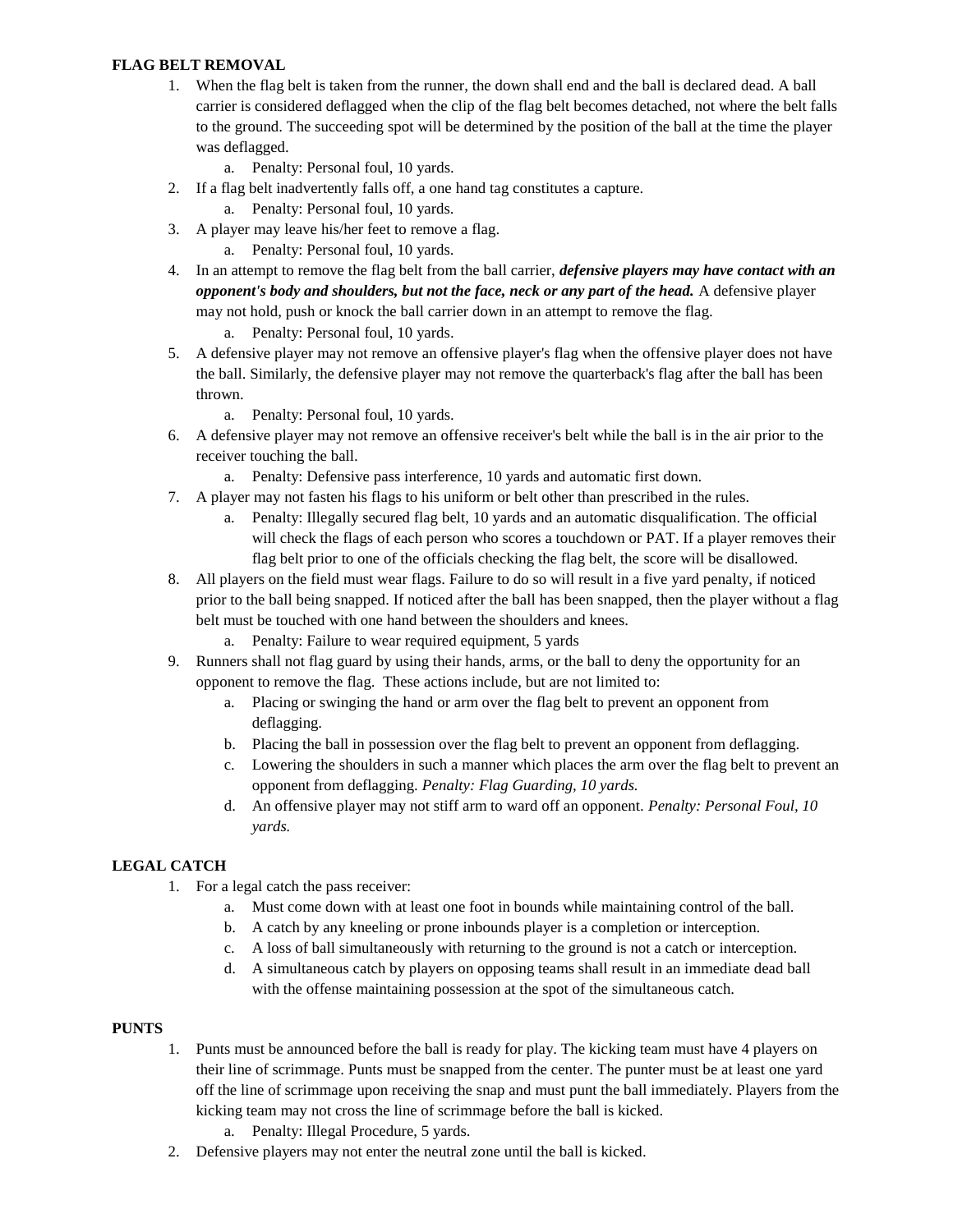**FLAG BELT REMOVAL**

1. When the flag belt is taken from the runner, the down shall end and the ball is declared dead. A ball carrier is considered deflagged when the clip of the flag belt becomes detached, not where the belt falls to the ground. The succeeding spot will be determined by the position of the ball at the time the player was deflagged.
    a. Penalty: Personal foul, 10 yards.
2. If a flag belt inadvertently falls off, a one hand tag constitutes a capture.
    a. Penalty: Personal foul, 10 yards.
3. A player may leave his/her feet to remove a flag.
    a. Penalty: Personal foul, 10 yards.
4. In an attempt to remove the flag belt from the ball carrier, ***defensive players may have contact with an opponent's body and shoulders, but not the face, neck or any part of the head.*** A defensive player may not hold, push or knock the ball carrier down in an attempt to remove the flag.
    a. Penalty: Personal foul, 10 yards.
5. A defensive player may not remove an offensive player's flag when the offensive player does not have the ball. Similarly, the defensive player may not remove the quarterback's flag after the ball has been thrown.
    a. Penalty: Personal foul, 10 yards.
6. A defensive player may not remove an offensive receiver's belt while the ball is in the air prior to the receiver touching the ball.
    a. Penalty: Defensive pass interference, 10 yards and automatic first down.
7. A player may not fasten his flags to his uniform or belt other than prescribed in the rules.
    a. Penalty: Illegally secured flag belt, 10 yards and an automatic disqualification. The official will check the flags of each person who scores a touchdown or PAT. If a player removes their flag belt prior to one of the officials checking the flag belt, the score will be disallowed.
8. All players on the field must wear flags. Failure to do so will result in a five yard penalty, if noticed prior to the ball being snapped. If noticed after the ball has been snapped, then the player without a flag belt must be touched with one hand between the shoulders and knees.
    a. Penalty: Failure to wear required equipment, 5 yards
9. Runners shall not flag guard by using their hands, arms, or the ball to deny the opportunity for an opponent to remove the flag. These actions include, but are not limited to:
    a. Placing or swinging the hand or arm over the flag belt to prevent an opponent from deflagging.
    b. Placing the ball in possession over the flag belt to prevent an opponent from deflagging.
    c. Lowering the shoulders in such a manner which places the arm over the flag belt to prevent an opponent from deflagging. *Penalty: Flag Guarding, 10 yards.*
    d. An offensive player may not stiff arm to ward off an opponent. *Penalty: Personal Foul, 10 yards.*

**LEGAL CATCH**

1. For a legal catch the pass receiver:
    a. Must come down with at least one foot in bounds while maintaining control of the ball.
    b. A catch by any kneeling or prone inbounds player is a completion or interception.
    c. A loss of ball simultaneously with returning to the ground is not a catch or interception.
    d. A simultaneous catch by players on opposing teams shall result in an immediate dead ball with the offense maintaining possession at the spot of the simultaneous catch.

**PUNTS**

1. Punts must be announced before the ball is ready for play. The kicking team must have 4 players on their line of scrimmage. Punts must be snapped from the center. The punter must be at least one yard off the line of scrimmage upon receiving the snap and must punt the ball immediately. Players from the kicking team may not cross the line of scrimmage before the ball is kicked.
    a. Penalty: Illegal Procedure, 5 yards.
2. Defensive players may not enter the neutral zone until the ball is kicked.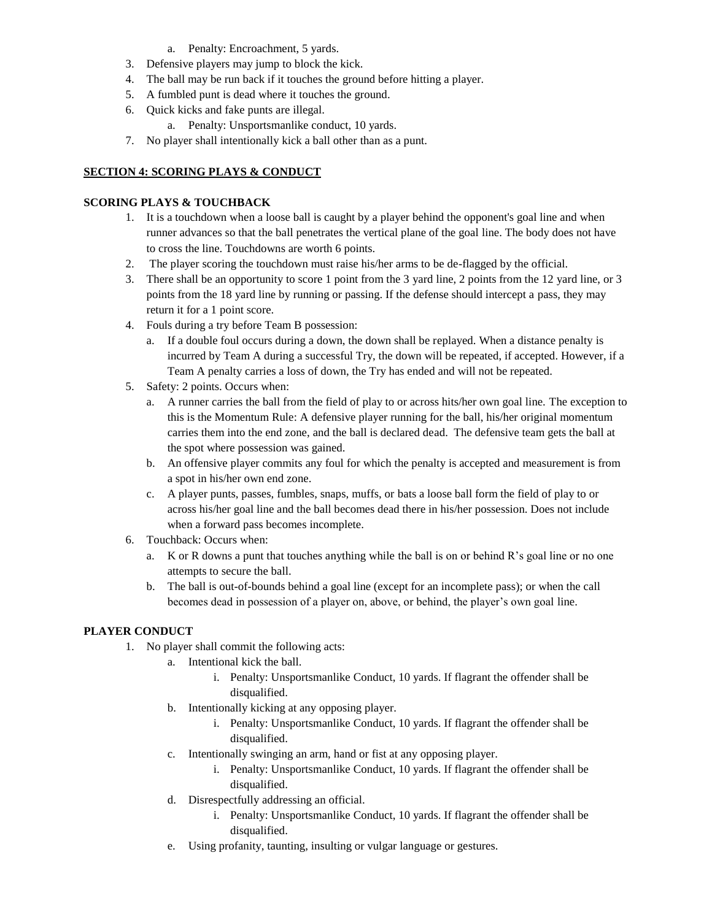a. Penalty: Encroachment, 5 yards.
3. Defensive players may jump to block the kick.
4. The ball may be run back if it touches the ground before hitting a player.
5. A fumbled punt is dead where it touches the ground.
6. Quick kicks and fake punts are illegal.
   a. Penalty: Unsportsmanlike conduct, 10 yards.
7. No player shall intentionally kick a ball other than as a punt.

## SECTION 4: SCORING PLAYS & CONDUCT

### SCORING PLAYS & TOUCHBACK

1. It is a touchdown when a loose ball is caught by a player behind the opponent's goal line and when runner advances so that the ball penetrates the vertical plane of the goal line. The body does not have to cross the line. Touchdowns are worth 6 points.
2. The player scoring the touchdown must raise his/her arms to be de-flagged by the official.
3. There shall be an opportunity to score 1 point from the 3 yard line, 2 points from the 12 yard line, or 3 points from the 18 yard line by running or passing. If the defense should intercept a pass, they may return it for a 1 point score.
4. Fouls during a try before Team B possession:
   a. If a double foul occurs during a down, the down shall be replayed. When a distance penalty is incurred by Team A during a successful Try, the down will be repeated, if accepted. However, if a Team A penalty carries a loss of down, the Try has ended and will not be repeated.
5. Safety: 2 points. Occurs when:
   a. A runner carries the ball from the field of play to or across hits/her own goal line. The exception to this is the Momentum Rule: A defensive player running for the ball, his/her original momentum carries them into the end zone, and the ball is declared dead. The defensive team gets the ball at the spot where possession was gained.
   b. An offensive player commits any foul for which the penalty is accepted and measurement is from a spot in his/her own end zone.
   c. A player punts, passes, fumbles, snaps, muffs, or bats a loose ball form the field of play to or across his/her goal line and the ball becomes dead there in his/her possession. Does not include when a forward pass becomes incomplete.
6. Touchback: Occurs when:
   a. K or R downs a punt that touches anything while the ball is on or behind R's goal line or no one attempts to secure the ball.
   b. The ball is out-of-bounds behind a goal line (except for an incomplete pass); or when the call becomes dead in possession of a player on, above, or behind, the player's own goal line.

### PLAYER CONDUCT

1. No player shall commit the following acts:
   a. Intentional kick the ball.
      i. Penalty: Unsportsmanlike Conduct, 10 yards. If flagrant the offender shall be disqualified.
   b. Intentionally kicking at any opposing player.
      i. Penalty: Unsportsmanlike Conduct, 10 yards. If flagrant the offender shall be disqualified.
   c. Intentionally swinging an arm, hand or fist at any opposing player.
      i. Penalty: Unsportsmanlike Conduct, 10 yards. If flagrant the offender shall be disqualified.
   d. Disrespectfully addressing an official.
      i. Penalty: Unsportsmanlike Conduct, 10 yards. If flagrant the offender shall be disqualified.
   e. Using profanity, taunting, insulting or vulgar language or gestures.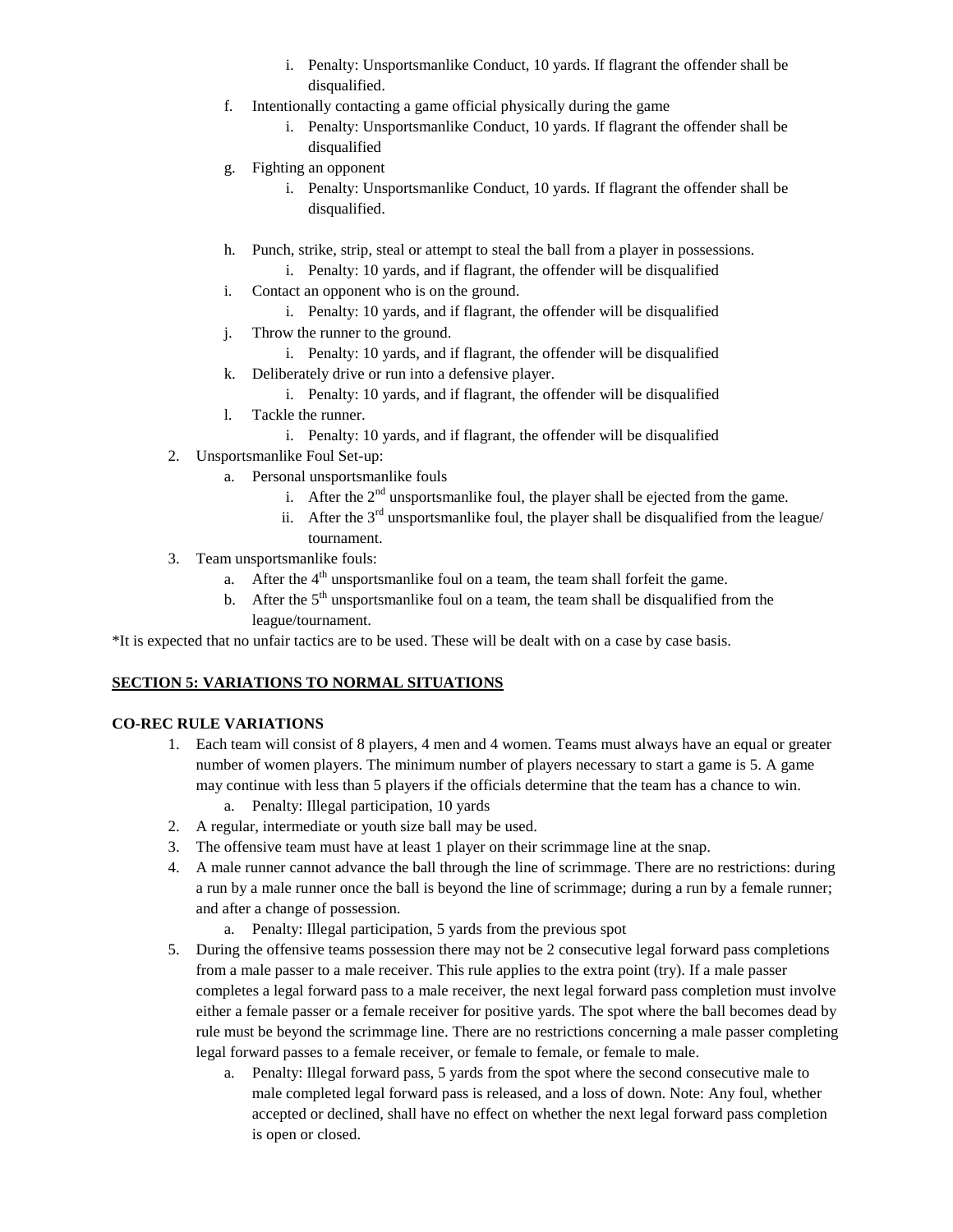i. Penalty: Unsportsmanlike Conduct, 10 yards. If flagrant the offender shall be disqualified.

   f. Intentionally contacting a game official physically during the game
      i. Penalty: Unsportsmanlike Conduct, 10 yards. If flagrant the offender shall be disqualified
   g. Fighting an opponent
      i. Penalty: Unsportsmanlike Conduct, 10 yards. If flagrant the offender shall be disqualified.
   h. Punch, strike, strip, steal or attempt to steal the ball from a player in possessions.
      i. Penalty: 10 yards, and if flagrant, the offender will be disqualified
   i. Contact an opponent who is on the ground.
      i. Penalty: 10 yards, and if flagrant, the offender will be disqualified
   j. Throw the runner to the ground.
      i. Penalty: 10 yards, and if flagrant, the offender will be disqualified
   k. Deliberately drive or run into a defensive player.
      i. Penalty: 10 yards, and if flagrant, the offender will be disqualified
   l. Tackle the runner.
      i. Penalty: 10 yards, and if flagrant, the offender will be disqualified

2. Unsportsmanlike Foul Set-up:
   a. Personal unsportsmanlike fouls
      i. After the 2nd unsportsmanlike foul, the player shall be ejected from the game.
      ii. After the 3rd unsportsmanlike foul, the player shall be disqualified from the league/ tournament.
3. Team unsportsmanlike fouls:
   a. After the 4th unsportsmanlike foul on a team, the team shall forfeit the game.
   b. After the 5th unsportsmanlike foul on a team, the team shall be disqualified from the league/tournament.

*It is expected that no unfair tactics are to be used. These will be dealt with on a case by case basis.

## SECTION 5: VARIATIONS TO NORMAL SITUATIONS

### CO-REC RULE VARIATIONS

1. Each team will consist of 8 players, 4 men and 4 women. Teams must always have an equal or greater number of women players. The minimum number of players necessary to start a game is 5. A game may continue with less than 5 players if the officials determine that the team has a chance to win.
   a. Penalty: Illegal participation, 10 yards
2. A regular, intermediate or youth size ball may be used.
3. The offensive team must have at least 1 player on their scrimmage line at the snap.
4. A male runner cannot advance the ball through the line of scrimmage. There are no restrictions: during a run by a male runner once the ball is beyond the line of scrimmage; during a run by a female runner; and after a change of possession.
   a. Penalty: Illegal participation, 5 yards from the previous spot
5. During the offensive teams possession there may not be 2 consecutive legal forward pass completions from a male passer to a male receiver. This rule applies to the extra point (try). If a male passer completes a legal forward pass to a male receiver, the next legal forward pass completion must involve either a female passer or a female receiver for positive yards. The spot where the ball becomes dead by rule must be beyond the scrimmage line. There are no restrictions concerning a male passer completing legal forward passes to a female receiver, or female to female, or female to male.
   a. Penalty: Illegal forward pass, 5 yards from the spot where the second consecutive male to male completed legal forward pass is released, and a loss of down. Note: Any foul, whether accepted or declined, shall have no effect on whether the next legal forward pass completion is open or closed.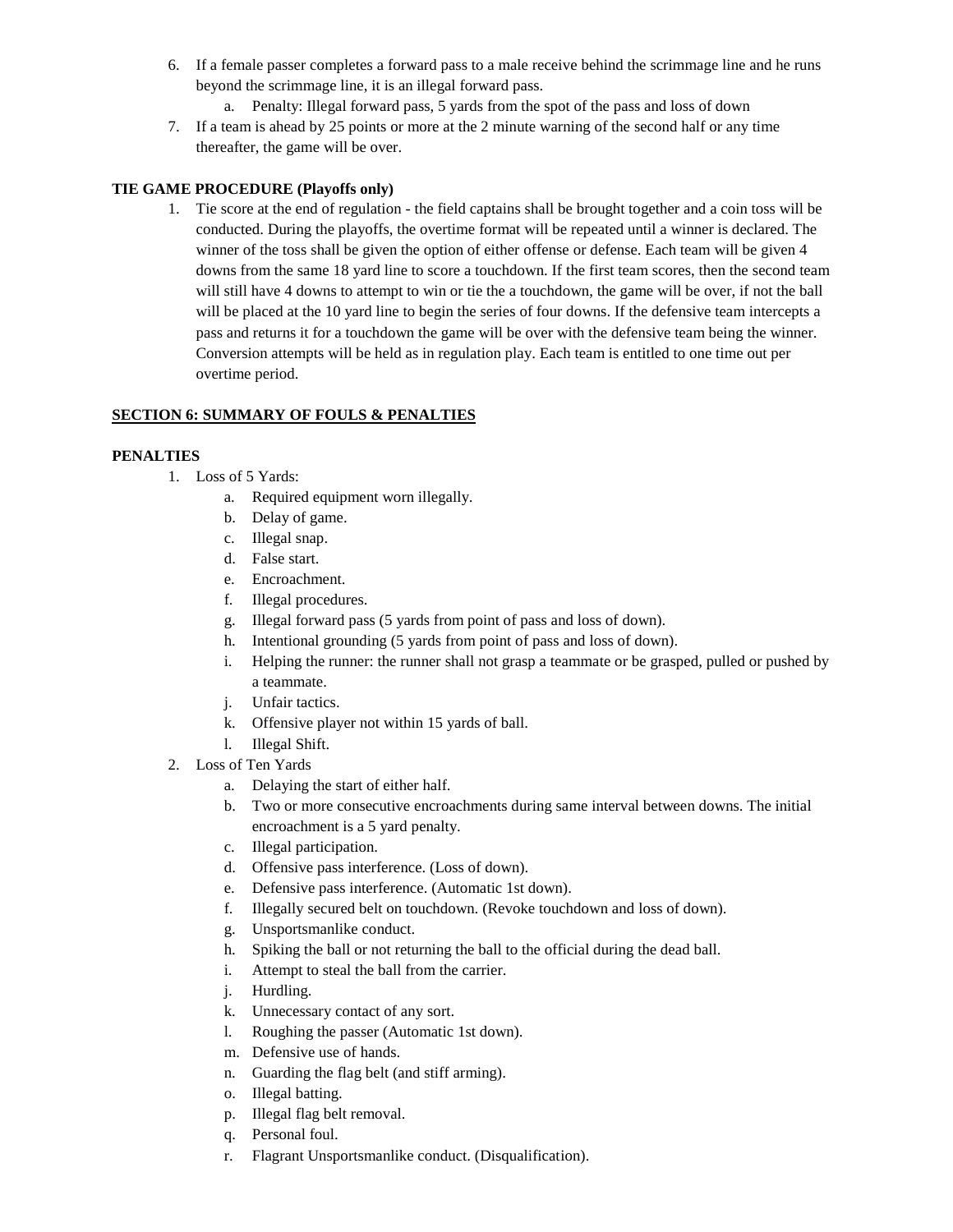6. If a female passer completes a forward pass to a male receive behind the scrimmage line and he runs beyond the scrimmage line, it is an illegal forward pass.
    a. Penalty: Illegal forward pass, 5 yards from the spot of the pass and loss of down
7. If a team is ahead by 25 points or more at the 2 minute warning of the second half or any time thereafter, the game will be over.

**TIE GAME PROCEDURE (Playoffs only)**

1. Tie score at the end of regulation - the field captains shall be brought together and a coin toss will be conducted. During the playoffs, the overtime format will be repeated until a winner is declared. The winner of the toss shall be given the option of either offense or defense. Each team will be given 4 downs from the same 18 yard line to score a touchdown. If the first team scores, then the second team will still have 4 downs to attempt to win or tie the a touchdown, the game will be over, if not the ball will be placed at the 10 yard line to begin the series of four downs. If the defensive team intercepts a pass and returns it for a touchdown the game will be over with the defensive team being the winner. Conversion attempts will be held as in regulation play. Each team is entitled to one time out per overtime period.

## SECTION 6: SUMMARY OF FOULS & PENALTIES

**PENALTIES**

1. Loss of 5 Yards:
    a. Required equipment worn illegally.
    b. Delay of game.
    c. Illegal snap.
    d. False start.
    e. Encroachment.
    f. Illegal procedures.
    g. Illegal forward pass (5 yards from point of pass and loss of down).
    h. Intentional grounding (5 yards from point of pass and loss of down).
    i. Helping the runner: the runner shall not grasp a teammate or be grasped, pulled or pushed by a teammate.
    j. Unfair tactics.
    k. Offensive player not within 15 yards of ball.
    l. Illegal Shift.
2. Loss of Ten Yards
    a. Delaying the start of either half.
    b. Two or more consecutive encroachments during same interval between downs. The initial encroachment is a 5 yard penalty.
    c. Illegal participation.
    d. Offensive pass interference. (Loss of down).
    e. Defensive pass interference. (Automatic 1st down).
    f. Illegally secured belt on touchdown. (Revoke touchdown and loss of down).
    g. Unsportsmanlike conduct.
    h. Spiking the ball or not returning the ball to the official during the dead ball.
    i. Attempt to steal the ball from the carrier.
    j. Hurdling.
    k. Unnecessary contact of any sort.
    l. Roughing the passer (Automatic 1st down).
    m. Defensive use of hands.
    n. Guarding the flag belt (and stiff arming).
    o. Illegal batting.
    p. Illegal flag belt removal.
    q. Personal foul.
    r. Flagrant Unsportsmanlike conduct. (Disqualification).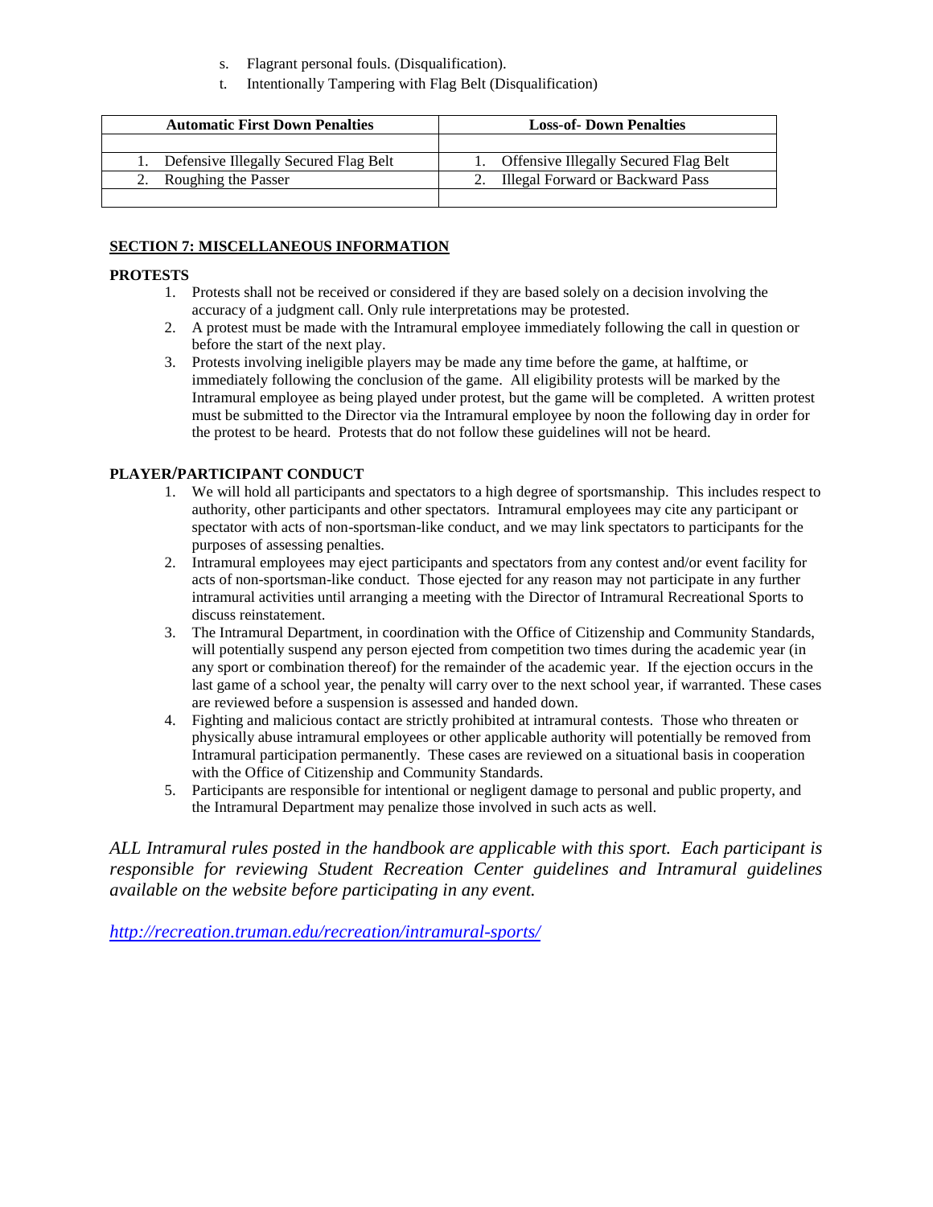s. Flagrant personal fouls. (Disqualification).

t. Intentionally Tampering with Flag Belt (Disqualification)

| Automatic First Down Penalties | Loss-of- Down Penalties |
|---|---|
| | |
| 1. Defensive Illegally Secured Flag Belt | 1. Offensive Illegally Secured Flag Belt |
| 2. Roughing the Passer | 2. Illegal Forward or Backward Pass |
| | |

## SECTION 7: MISCELLANEOUS INFORMATION

### PROTESTS

1. Protests shall not be received or considered if they are based solely on a decision involving the accuracy of a judgment call. Only rule interpretations may be protested.
2. A protest must be made with the Intramural employee immediately following the call in question or before the start of the next play.
3. Protests involving ineligible players may be made any time before the game, at halftime, or immediately following the conclusion of the game. All eligibility protests will be marked by the Intramural employee as being played under protest, but the game will be completed. A written protest must be submitted to the Director via the Intramural employee by noon the following day in order for the protest to be heard. Protests that do not follow these guidelines will not be heard.

### PLAYER/PARTICIPANT CONDUCT

1. We will hold all participants and spectators to a high degree of sportsmanship. This includes respect to authority, other participants and other spectators. Intramural employees may cite any participant or spectator with acts of non-sportsman-like conduct, and we may link spectators to participants for the purposes of assessing penalties.
2. Intramural employees may eject participants and spectators from any contest and/or event facility for acts of non-sportsman-like conduct. Those ejected for any reason may not participate in any further intramural activities until arranging a meeting with the Director of Intramural Recreational Sports to discuss reinstatement.
3. The Intramural Department, in coordination with the Office of Citizenship and Community Standards, will potentially suspend any person ejected from competition two times during the academic year (in any sport or combination thereof) for the remainder of the academic year. If the ejection occurs in the last game of a school year, the penalty will carry over to the next school year, if warranted. These cases are reviewed before a suspension is assessed and handed down.
4. Fighting and malicious contact are strictly prohibited at intramural contests. Those who threaten or physically abuse intramural employees or other applicable authority will potentially be removed from Intramural participation permanently. These cases are reviewed on a situational basis in cooperation with the Office of Citizenship and Community Standards.
5. Participants are responsible for intentional or negligent damage to personal and public property, and the Intramural Department may penalize those involved in such acts as well.

*ALL Intramural rules posted in the handbook are applicable with this sport. Each participant is responsible for reviewing Student Recreation Center guidelines and Intramural guidelines available on the website before participating in any event.*

*http://recreation.truman.edu/recreation/intramural-sports/*